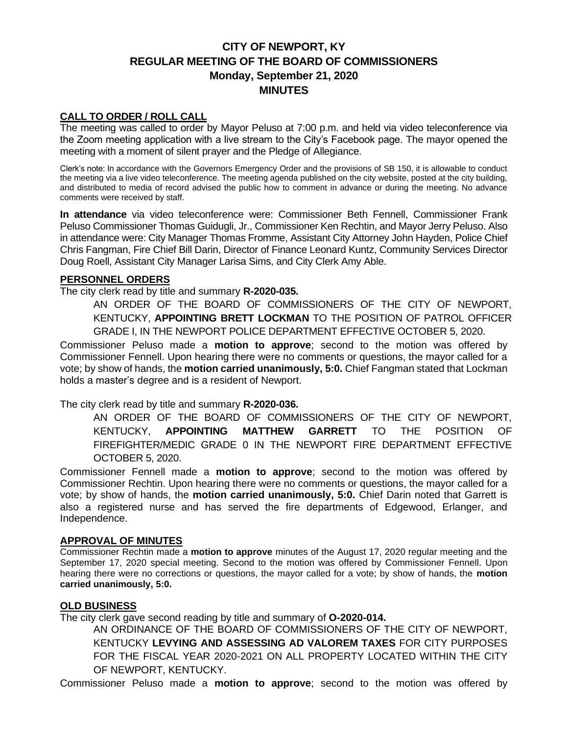# CITY OF NEWPORT, KY
# REGULAR MEETING OF THE BOARD OF COMMISSIONERS
# Monday, September 21, 2020
# MINUTES

## CALL TO ORDER / ROLL CALL

The meeting was called to order by Mayor Peluso at 7:00 p.m. and held via video teleconference via the Zoom meeting application with a live stream to the City's Facebook page. The mayor opened the meeting with a moment of silent prayer and the Pledge of Allegiance.

Clerk's note: In accordance with the Governors Emergency Order and the provisions of SB 150, it is allowable to conduct the meeting via a live video teleconference. The meeting agenda published on the city website, posted at the city building, and distributed to media of record advised the public how to comment in advance or during the meeting. No advance comments were received by staff.

**In attendance** via video teleconference were: Commissioner Beth Fennell, Commissioner Frank Peluso Commissioner Thomas Guidugli, Jr., Commissioner Ken Rechtin, and Mayor Jerry Peluso. Also in attendance were: City Manager Thomas Fromme, Assistant City Attorney John Hayden, Police Chief Chris Fangman, Fire Chief Bill Darin, Director of Finance Leonard Kuntz, Community Services Director Doug Roell, Assistant City Manager Larisa Sims, and City Clerk Amy Able.

## PERSONNEL ORDERS

The city clerk read by title and summary **R-2020-035.**

> AN ORDER OF THE BOARD OF COMMISSIONERS OF THE CITY OF NEWPORT, KENTUCKY, **APPOINTING BRETT LOCKMAN** TO THE POSITION OF PATROL OFFICER GRADE I, IN THE NEWPORT POLICE DEPARTMENT EFFECTIVE OCTOBER 5, 2020.

Commissioner Peluso made a **motion to approve**; second to the motion was offered by Commissioner Fennell. Upon hearing there were no comments or questions, the mayor called for a vote; by show of hands, the **motion carried unanimously, 5:0.** Chief Fangman stated that Lockman holds a master's degree and is a resident of Newport.

The city clerk read by title and summary **R-2020-036.**

> AN ORDER OF THE BOARD OF COMMISSIONERS OF THE CITY OF NEWPORT, KENTUCKY, **APPOINTING MATTHEW GARRETT** TO THE POSITION OF FIREFIGHTER/MEDIC GRADE 0 IN THE NEWPORT FIRE DEPARTMENT EFFECTIVE OCTOBER 5, 2020.

Commissioner Fennell made a **motion to approve**; second to the motion was offered by Commissioner Rechtin. Upon hearing there were no comments or questions, the mayor called for a vote; by show of hands, the **motion carried unanimously, 5:0.** Chief Darin noted that Garrett is also a registered nurse and has served the fire departments of Edgewood, Erlanger, and Independence.

## APPROVAL OF MINUTES

Commissioner Rechtin made a **motion to approve** minutes of the August 17, 2020 regular meeting and the September 17, 2020 special meeting. Second to the motion was offered by Commissioner Fennell. Upon hearing there were no corrections or questions, the mayor called for a vote; by show of hands, the **motion carried unanimously, 5:0.**

## OLD BUSINESS

The city clerk gave second reading by title and summary of **O-2020-014.**

> AN ORDINANCE OF THE BOARD OF COMMISSIONERS OF THE CITY OF NEWPORT, KENTUCKY **LEVYING AND ASSESSING AD VALOREM TAXES** FOR CITY PURPOSES FOR THE FISCAL YEAR 2020-2021 ON ALL PROPERTY LOCATED WITHIN THE CITY OF NEWPORT, KENTUCKY.

Commissioner Peluso made a **motion to approve**; second to the motion was offered by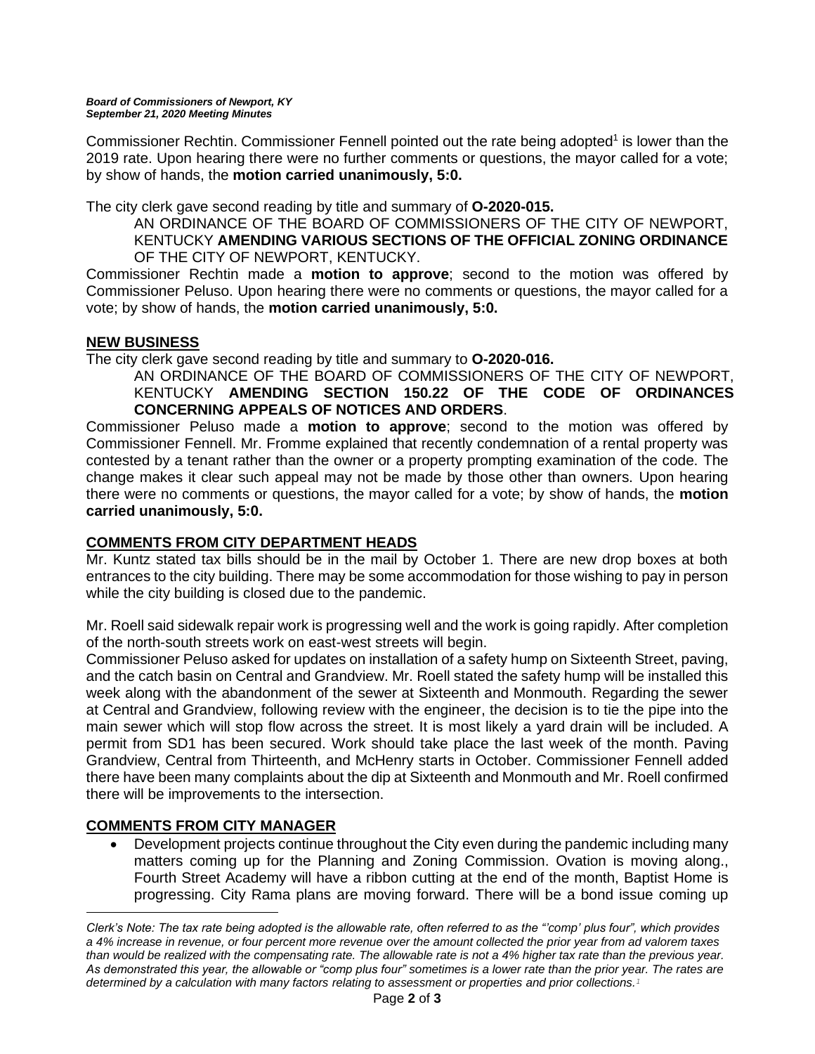Commissioner Rechtin. Commissioner Fennell pointed out the rate being adopted[1] is lower than the 2019 rate. Upon hearing there were no further comments or questions, the mayor called for a vote; by show of hands, the **motion carried unanimously, 5:0.**

The city clerk gave second reading by title and summary of **O-2020-015.**

AN ORDINANCE OF THE BOARD OF COMMISSIONERS OF THE CITY OF NEWPORT, KENTUCKY **AMENDING VARIOUS SECTIONS OF THE OFFICIAL ZONING ORDINANCE** OF THE CITY OF NEWPORT, KENTUCKY.

Commissioner Rechtin made a **motion to approve**; second to the motion was offered by Commissioner Peluso. Upon hearing there were no comments or questions, the mayor called for a vote; by show of hands, the **motion carried unanimously, 5:0.**

## NEW BUSINESS

The city clerk gave second reading by title and summary to **O-2020-016.**

AN ORDINANCE OF THE BOARD OF COMMISSIONERS OF THE CITY OF NEWPORT, KENTUCKY **AMENDING SECTION 150.22 OF THE CODE OF ORDINANCES CONCERNING APPEALS OF NOTICES AND ORDERS**.

Commissioner Peluso made a **motion to approve**; second to the motion was offered by Commissioner Fennell. Mr. Fromme explained that recently condemnation of a rental property was contested by a tenant rather than the owner or a property prompting examination of the code. The change makes it clear such appeal may not be made by those other than owners. Upon hearing there were no comments or questions, the mayor called for a vote; by show of hands, the **motion carried unanimously, 5:0.**

## COMMENTS FROM CITY DEPARTMENT HEADS

Mr. Kuntz stated tax bills should be in the mail by October 1. There are new drop boxes at both entrances to the city building. There may be some accommodation for those wishing to pay in person while the city building is closed due to the pandemic.

Mr. Roell said sidewalk repair work is progressing well and the work is going rapidly. After completion of the north-south streets work on east-west streets will begin.

Commissioner Peluso asked for updates on installation of a safety hump on Sixteenth Street, paving, and the catch basin on Central and Grandview. Mr. Roell stated the safety hump will be installed this week along with the abandonment of the sewer at Sixteenth and Monmouth. Regarding the sewer at Central and Grandview, following review with the engineer, the decision is to tie the pipe into the main sewer which will stop flow across the street. It is most likely a yard drain will be included. A permit from SD1 has been secured. Work should take place the last week of the month. Paving Grandview, Central from Thirteenth, and McHenry starts in October. Commissioner Fennell added there have been many complaints about the dip at Sixteenth and Monmouth and Mr. Roell confirmed there will be improvements to the intersection.

## COMMENTS FROM CITY MANAGER

- Development projects continue throughout the City even during the pandemic including many matters coming up for the Planning and Zoning Commission. Ovation is moving along., Fourth Street Academy will have a ribbon cutting at the end of the month, Baptist Home is progressing. City Rama plans are moving forward. There will be a bond issue coming up

---

*Clerk's Note: The tax rate being adopted is the allowable rate, often referred to as the "'comp' plus four", which provides a 4% increase in revenue, or four percent more revenue over the amount collected the prior year from ad valorem taxes than would be realized with the compensating rate. The allowable rate is not a 4% higher tax rate than the previous year. As demonstrated this year, the allowable or "comp plus four" sometimes is a lower rate than the prior year. The rates are determined by a calculation with many factors relating to assessment or properties and prior collections.*[1]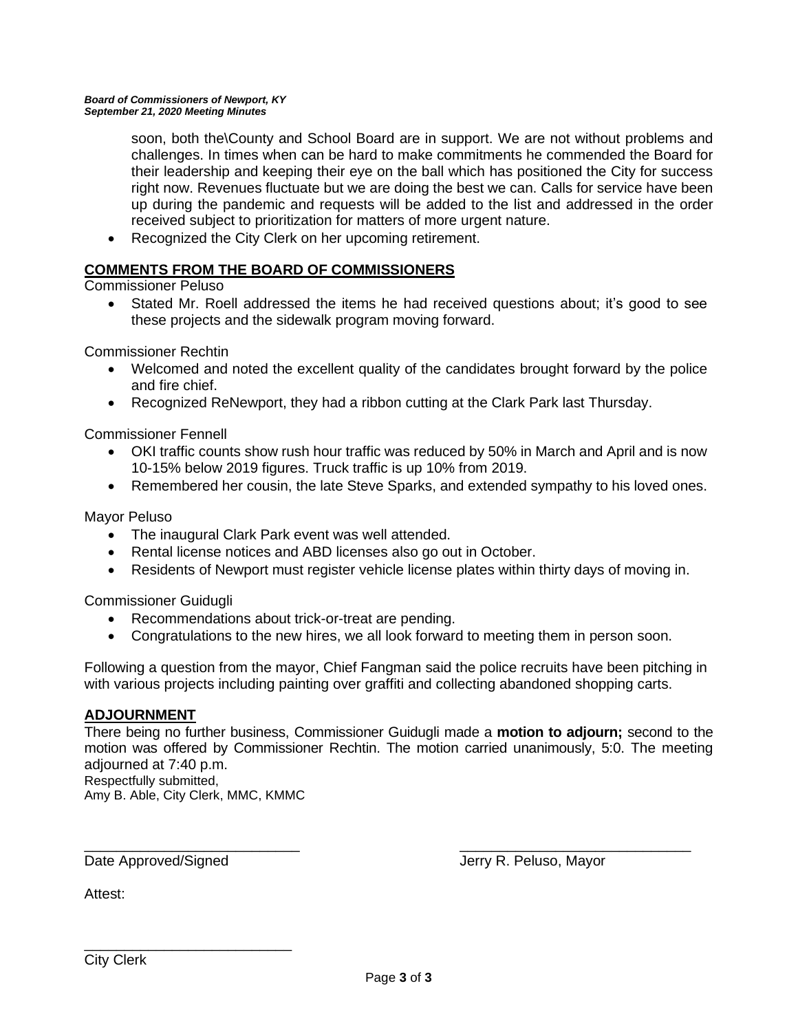soon, both the\County and School Board are in support. We are not without problems and challenges. In times when can be hard to make commitments he commended the Board for their leadership and keeping their eye on the ball which has positioned the City for success right now. Revenues fluctuate but we are doing the best we can. Calls for service have been up during the pandemic and requests will be added to the list and addressed in the order received subject to prioritization for matters of more urgent nature.

- Recognized the City Clerk on her upcoming retirement.

## COMMENTS FROM THE BOARD OF COMMISSIONERS

Commissioner Peluso

- Stated Mr. Roell addressed the items he had received questions about; it's good to see these projects and the sidewalk program moving forward.

Commissioner Rechtin

- Welcomed and noted the excellent quality of the candidates brought forward by the police and fire chief.
- Recognized ReNewport, they had a ribbon cutting at the Clark Park last Thursday.

Commissioner Fennell

- OKI traffic counts show rush hour traffic was reduced by 50% in March and April and is now 10-15% below 2019 figures. Truck traffic is up 10% from 2019.
- Remembered her cousin, the late Steve Sparks, and extended sympathy to his loved ones.

Mayor Peluso

- The inaugural Clark Park event was well attended.
- Rental license notices and ABD licenses also go out in October.
- Residents of Newport must register vehicle license plates within thirty days of moving in.

Commissioner Guidugli

- Recommendations about trick-or-treat are pending.
- Congratulations to the new hires, we all look forward to meeting them in person soon.

Following a question from the mayor, Chief Fangman said the police recruits have been pitching in with various projects including painting over graffiti and collecting abandoned shopping carts.

## ADJOURNMENT

There being no further business, Commissioner Guidugli made a **motion to adjourn;** second to the motion was offered by Commissioner Rechtin. The motion carried unanimously, 5:0. The meeting adjourned at 7:40 p.m.

Respectfully submitted,
Amy B. Able, City Clerk, MMC, KMMC

\_\_\_\_\_\_\_\_\_\_\_\_\_\_\_\_\_\_\_\_\_\_\_\_\_\_\_\_
Date Approved/Signed

\_\_\_\_\_\_\_\_\_\_\_\_\_\_\_\_\_\_\_\_\_\_\_\_\_\_\_\_
Jerry R. Peluso, Mayor

Attest:

\_\_\_\_\_\_\_\_\_\_\_\_\_\_\_\_\_\_\_\_\_\_\_\_\_\_\_\_
City Clerk